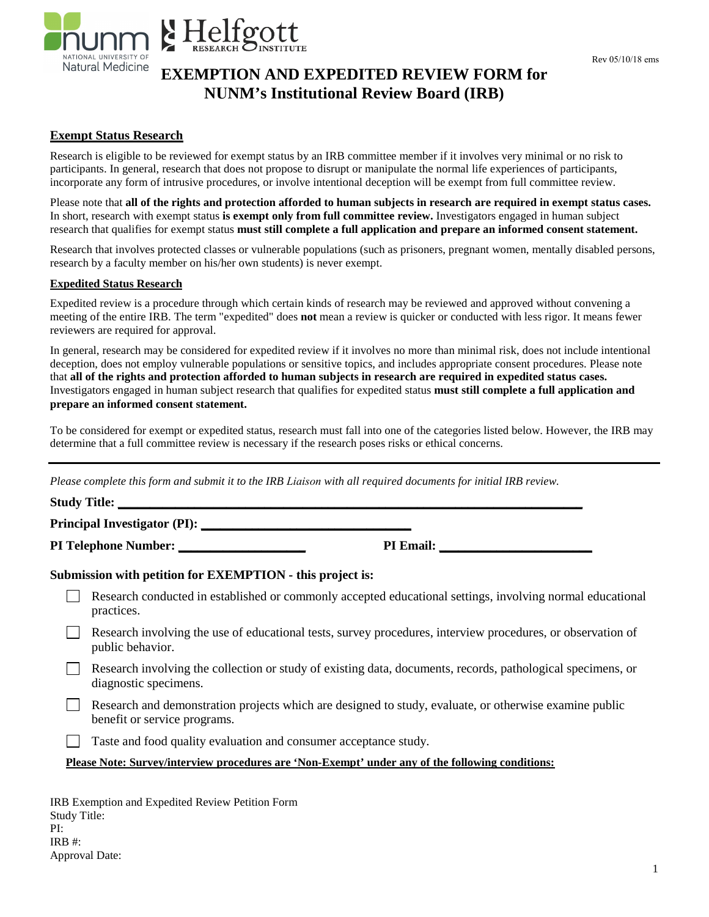Rev 05/10/18 ems

# EXEMPTION AND EXPEDITED REVIEW FORM for NUNM's Institutional Review Board (IRB)

## Exempt Status Research

Research is eligible to be reviewed for exempt status by an IRB committee member if it involves very minimal or no risk to participants. In general, research that does not propose to disrupt or manipulate the normal life experiences of participants, incorporate any form of intrusive procedures, or involve intentional deception will be exempt from full committee review.

Please note that **all of the rights and protection afforded to human subjects in research are required in exempt status cases.** In short, research with exempt status **is exempt only from full committee review.** Investigators engaged in human subject research that qualifies for exempt status **must still complete a full application and prepare an informed consent statement.**

Research that involves protected classes or vulnerable populations (such as prisoners, pregnant women, mentally disabled persons, research by a faculty member on his/her own students) is never exempt.

### Expedited Status Research

Expedited review is a procedure through which certain kinds of research may be reviewed and approved without convening a meeting of the entire IRB. The term "expedited" does **not** mean a review is quicker or conducted with less rigor. It means fewer reviewers are required for approval.

In general, research may be considered for expedited review if it involves no more than minimal risk, does not include intentional deception, does not employ vulnerable populations or sensitive topics, and includes appropriate consent procedures. Please note that **all of the rights and protection afforded to human subjects in research are required in expedited status cases.** Investigators engaged in human subject research that qualifies for expedited status **must still complete a full application and prepare an informed consent statement.**

To be considered for exempt or expedited status, research must fall into one of the categories listed below. However, the IRB may determine that a full committee review is necessary if the research poses risks or ethical concerns.

---

*Please complete this form and submit it to the IRB Liaison with all required documents for initial IRB review.*

**Study Title:** ______________________________________________

**Principal Investigator (PI):** ______________________________

**PI Telephone Number:** ____________________ **PI Email:** ______________________

**Submission with petition for EXEMPTION - this project is:**

- ☐ Research conducted in established or commonly accepted educational settings, involving normal educational practices.
- ☐ Research involving the use of educational tests, survey procedures, interview procedures, or observation of public behavior.
- ☐ Research involving the collection or study of existing data, documents, records, pathological specimens, or diagnostic specimens.
- ☐ Research and demonstration projects which are designed to study, evaluate, or otherwise examine public benefit or service programs.
- ☐ Taste and food quality evaluation and consumer acceptance study.

**Please Note: Survey/interview procedures are 'Non-Exempt' under any of the following conditions:**

IRB Exemption and Expedited Review Petition Form
Study Title:
PI:
IRB #:
Approval Date: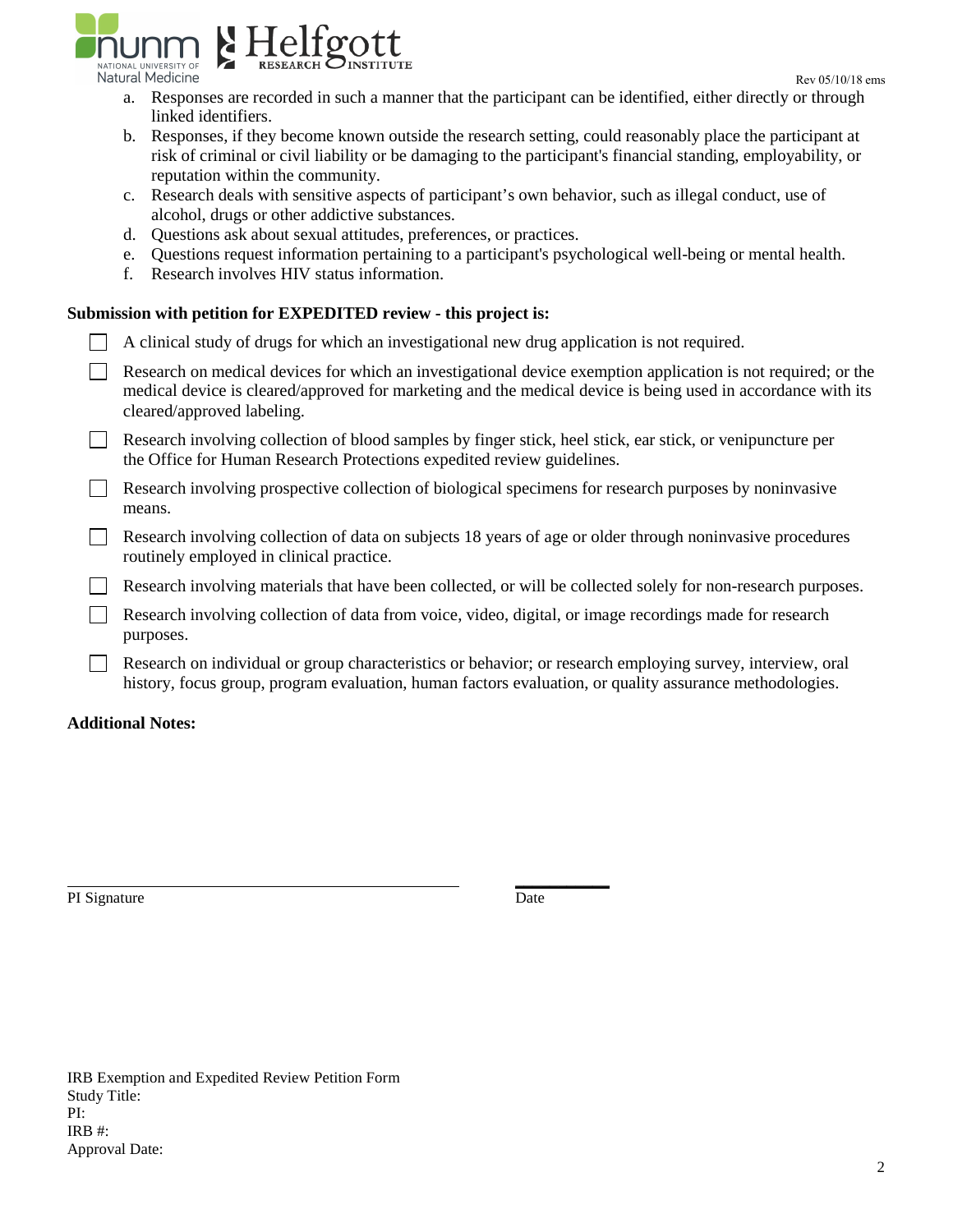a. Responses are recorded in such a manner that the participant can be identified, either directly or through linked identifiers.
b. Responses, if they become known outside the research setting, could reasonably place the participant at risk of criminal or civil liability or be damaging to the participant's financial standing, employability, or reputation within the community.
c. Research deals with sensitive aspects of participant's own behavior, such as illegal conduct, use of alcohol, drugs or other addictive substances.
d. Questions ask about sexual attitudes, preferences, or practices.
e. Questions request information pertaining to a participant's psychological well-being or mental health.
f. Research involves HIV status information.

**Submission with petition for EXPEDITED review - this project is:**

- [ ] A clinical study of drugs for which an investigational new drug application is not required.
- [ ] Research on medical devices for which an investigational device exemption application is not required; or the medical device is cleared/approved for marketing and the medical device is being used in accordance with its cleared/approved labeling.
- [ ] Research involving collection of blood samples by finger stick, heel stick, ear stick, or venipuncture per the Office for Human Research Protections expedited review guidelines.
- [ ] Research involving prospective collection of biological specimens for research purposes by noninvasive means.
- [ ] Research involving collection of data on subjects 18 years of age or older through noninvasive procedures routinely employed in clinical practice.
- [ ] Research involving materials that have been collected, or will be collected solely for non-research purposes.
- [ ] Research involving collection of data from voice, video, digital, or image recordings made for research purposes.
- [ ] Research on individual or group characteristics or behavior; or research employing survey, interview, oral history, focus group, program evaluation, human factors evaluation, or quality assurance methodologies.

**Additional Notes:**

PI Signature ______________________ Date ____________

IRB Exemption and Expedited Review Petition Form
Study Title:
PI:
IRB #:
Approval Date: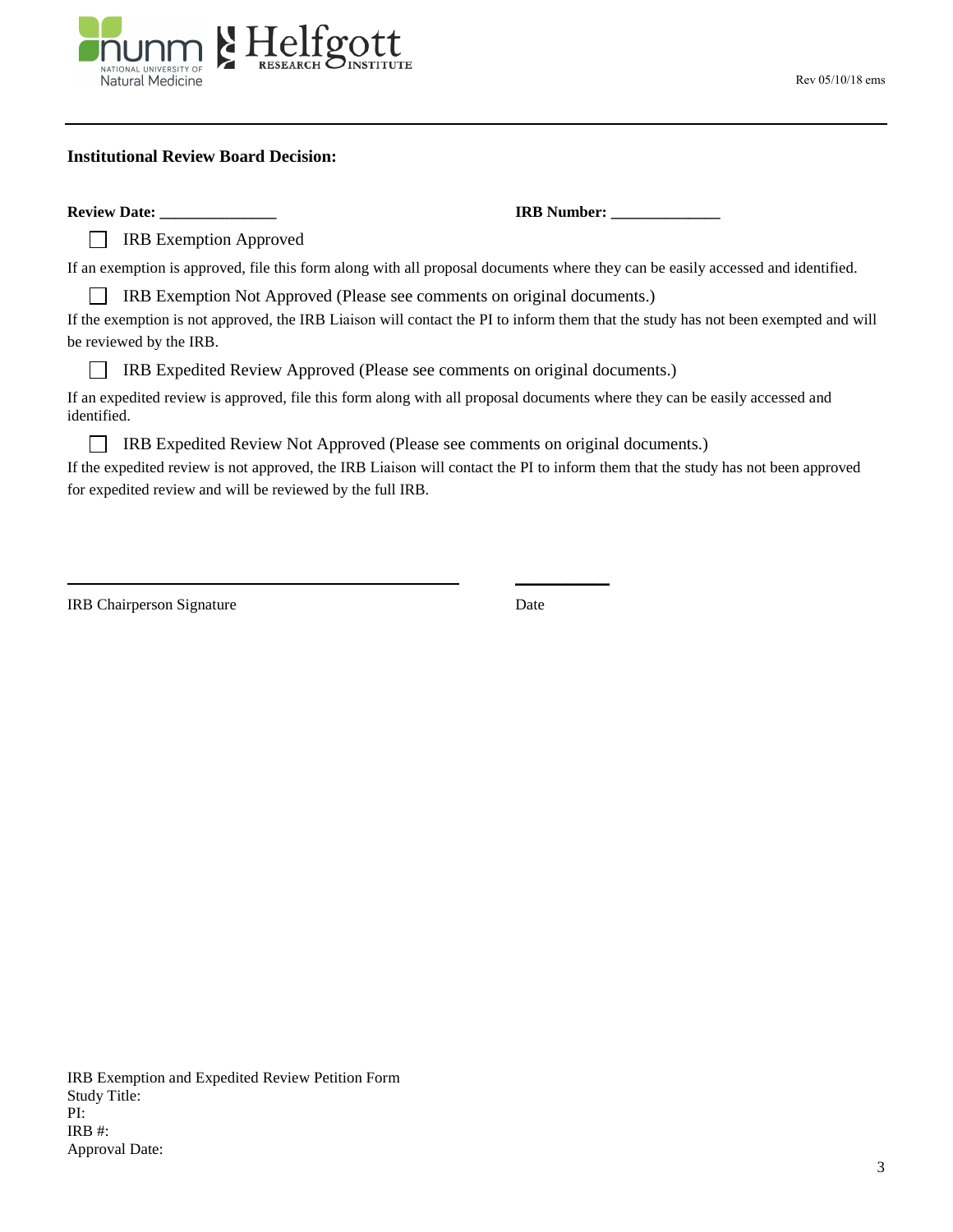**Institutional Review Board Decision:**

**Review Date: _______________** **IRB Number: ______________**

☐ IRB Exemption Approved

If an exemption is approved, file this form along with all proposal documents where they can be easily accessed and identified.

☐ IRB Exemption Not Approved (Please see comments on original documents.)

If the exemption is not approved, the IRB Liaison will contact the PI to inform them that the study has not been exempted and will be reviewed by the IRB.

☐ IRB Expedited Review Approved (Please see comments on original documents.)

If an expedited review is approved, file this form along with all proposal documents where they can be easily accessed and identified.

☐ IRB Expedited Review Not Approved (Please see comments on original documents.)

If the expedited review is not approved, the IRB Liaison will contact the PI to inform them that the study has not been approved for expedited review and will be reviewed by the full IRB.

_______________________________________________ ___________

IRB Chairperson Signature Date

IRB Exemption and Expedited Review Petition Form
Study Title:
PI:
IRB #:
Approval Date: